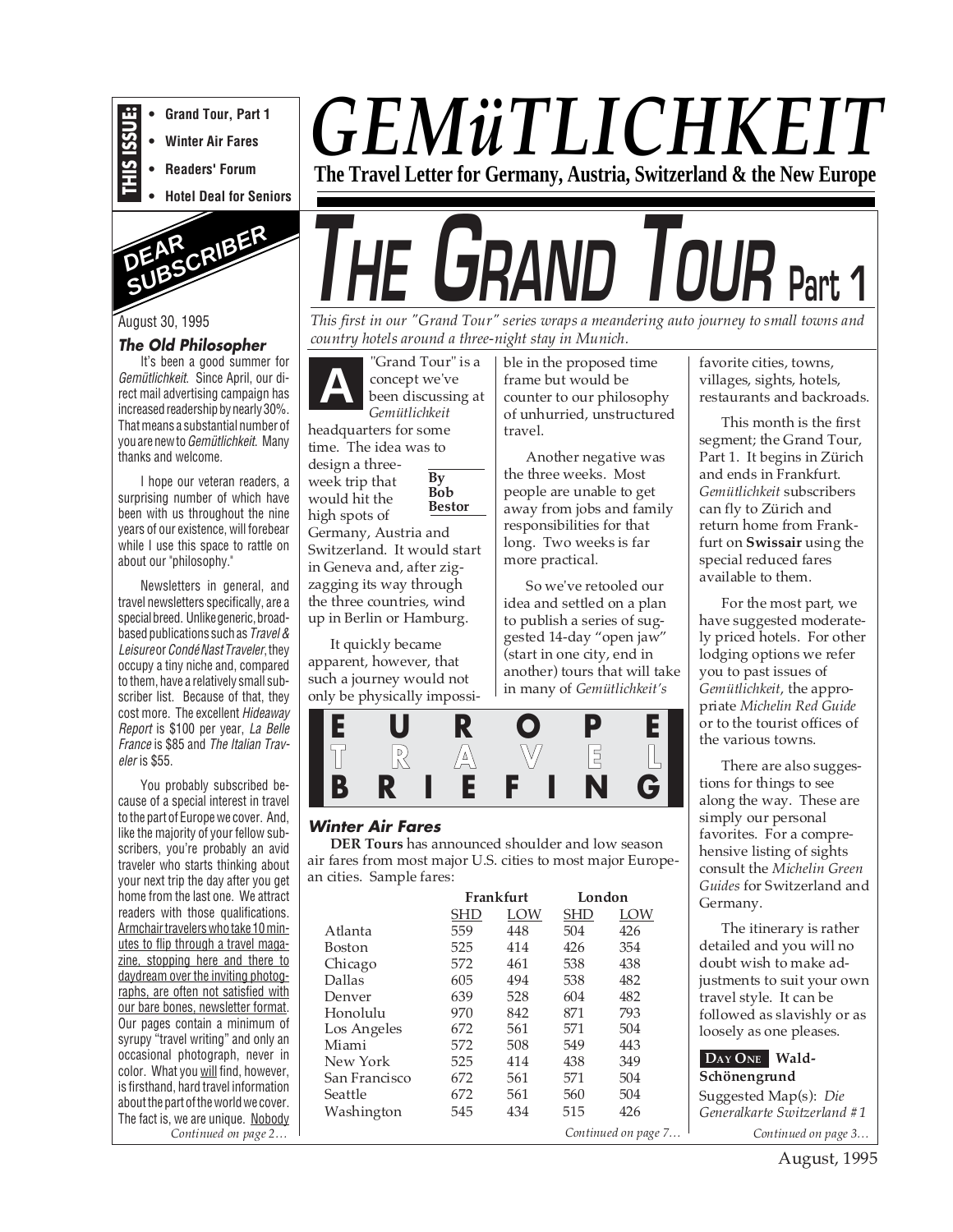**THIS ISSUE:**

- Grand Tour, Part 1
- Winter Air Fares
- Readers' Forum
- Hotel Deal for Seniors

# GEMüTLICHKEIT

**The Travel Letter for Germany, Austria, Switzerland & the New Europe**

## DEAR SUBSCRIBER

August 30, 1995

### The Old Philosopher

It's been a good summer for *Gemütlichkeit*. Since April, our direct mail advertising campaign has increased readership by nearly 30%. That means a substantial number of you are new to *Gemütlichkeit*. Many thanks and welcome.

I hope our veteran readers, a surprising number of which have been with us throughout the nine years of our existence, will forebear while I use this space to rattle on about our "philosophy."

Newsletters in general, and travel newsletters specifically, are a special breed. Unlike generic, broad-based publications such as *Travel & Leisure* or *Condé Nast Traveler*, they occupy a tiny niche and, compared to them, have a relatively small subscriber list. Because of that, they cost more. The excellent *Hideaway Report* is $100 per year, *La Belle France* is $85 and *The Italian Traveler* is $55.

You probably subscribed because of a special interest in travel to the part of Europe we cover. And, like the majority of your fellow subscribers, you're probably an avid traveler who starts thinking about your next trip the day after you get home from the last one. We attract readers with those qualifications. Armchair travelers who take 10 minutes to flip through a travel magazine, stopping here and there to daydream over the inviting photographs, are often not satisfied with our bare bones, newsletter format. Our pages contain a minimum of syrupy "travel writing" and only an occasional photograph, never in color. What you *will* find, however, is firsthand, hard travel information about the part of the world we cover. The fact is, we are unique. Nobody

*Continued on page 2…*

# THE GRAND TOUR Part 1

*This first in our "Grand Tour" series wraps a meandering auto journey to small towns and country hotels around a three-night stay in Munich.*

By Bob Bestor

A "Grand Tour" is a concept we've been discussing at *Gemütlichkeit* headquarters for some time. The idea was to design a three-week trip that would hit the high spots of Germany, Austria and Switzerland. It would start in Geneva and, after zigzagging its way through the three countries, wind up in Berlin or Hamburg.

It quickly became apparent, however, that such a journey would not only be physically impossible in the proposed time frame but would be counter to our philosophy of unhurried, unstructured travel.

Another negative was the three weeks. Most people are unable to get away from jobs and family responsibilities for that long. Two weeks is far more practical.

So we've retooled our idea and settled on a plan to publish a series of suggested 14-day "open jaw" (start in one city, end in another) tours that will take in many of *Gemütlichkeit's* favorite cities, towns, villages, sights, hotels, restaurants and backroads.

This month is the first segment; the Grand Tour, Part 1. It begins in Zürich and ends in Frankfurt. *Gemütlichkeit* subscribers can fly to Zürich and return home from Frankfurt on **Swissair** using the special reduced fares available to them.

For the most part, we have suggested moderately priced hotels. For other lodging options we refer you to past issues of *Gemütlichkeit*, the appropriate *Michelin Red Guide* or to the tourist offices of the various towns.

There are also suggestions for things to see along the way. These are simply our personal favorites. For a comprehensive listing of sights consult the *Michelin Green Guides* for Switzerland and Germany.

The itinerary is rather detailed and you will no doubt wish to make adjustments to suit your own travel style. It can be followed as slavishly or as loosely as one pleases.

**DAY ONE Wald-Schönengrund**

Suggested Map(s): *Die Generalkarte Switzerland # 1*

*Continued on page 3…*

## EUROPE TRAVEL BRIEFING

### Winter Air Fares

**DER Tours** has announced shoulder and low season air fares from most major U.S. cities to most major European cities. Sample fares:

| | Frankfurt | | London | |
|---|---|---|---|---|
| | SHD | LOW | SHD | LOW |
| Atlanta | 559 | 448 | 504 | 426 |
| Boston | 525 | 414 | 426 | 354 |
| Chicago | 572 | 461 | 538 | 438 |
| Dallas | 605 | 494 | 538 | 482 |
| Denver | 639 | 528 | 604 | 482 |
| Honolulu | 970 | 842 | 871 | 793 |
| Los Angeles | 672 | 561 | 571 | 504 |
| Miami | 572 | 508 | 549 | 443 |
| New York | 525 | 414 | 438 | 349 |
| San Francisco | 672 | 561 | 571 | 504 |
| Seattle | 672 | 561 | 560 | 504 |
| Washington | 545 | 434 | 515 | 426 |

*Continued on page 7…*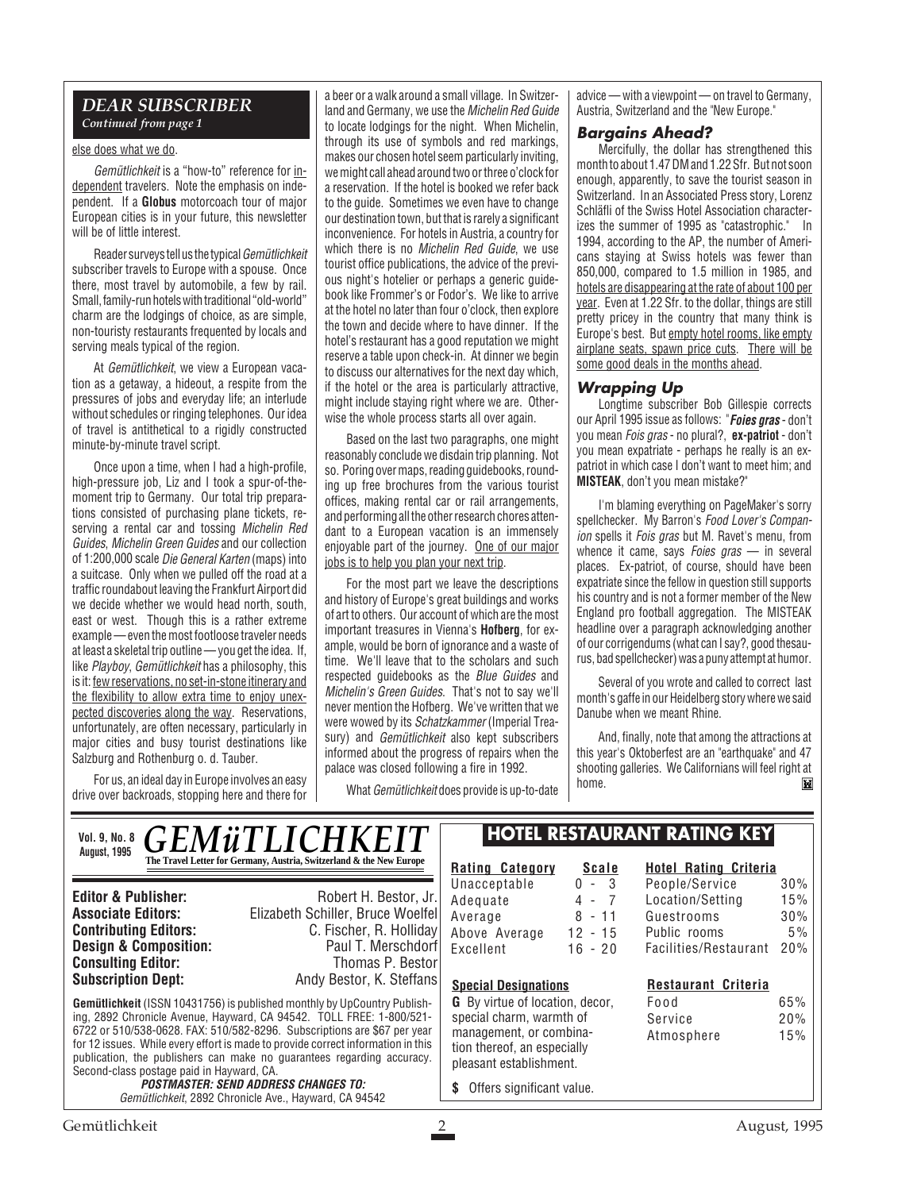## DEAR SUBSCRIBER

*Continued from page 1*

else does what we do.

*Gemütlichkeit* is a "how-to" reference for independent travelers. Note the emphasis on independent. If a **Globus** motorcoach tour of major European cities is in your future, this newsletter will be of little interest.

Reader surveys tell us the typical *Gemütlichkeit* subscriber travels to Europe with a spouse. Once there, most travel by automobile, a few by rail. Small, family-run hotels with traditional "old-world" charm are the lodgings of choice, as are simple, non-touristy restaurants frequented by locals and serving meals typical of the region.

At *Gemütlichkeit*, we view a European vacation as a getaway, a hideout, a respite from the pressures of jobs and everyday life; an interlude without schedules or ringing telephones. Our idea of travel is antithetical to a rigidly constructed minute-by-minute travel script.

Once upon a time, when I had a high-profile, high-pressure job, Liz and I took a spur-of-the-moment trip to Germany. Our total trip preparations consisted of purchasing plane tickets, reserving a rental car and tossing *Michelin Red Guides*, *Michelin Green Guides* and our collection of 1:200,000 scale *Die General Karten* (maps) into a suitcase. Only when we pulled off the road at a traffic roundabout leaving the Frankfurt Airport did we decide whether we would head north, south, east or west. Though this is a rather extreme example — even the most footloose traveler needs at least a skeletal trip outline — you get the idea. If, like *Playboy*, *Gemütlichkeit* has a philosophy, this is it: few reservations, no set-in-stone itinerary and the flexibility to allow extra time to enjoy unexpected discoveries along the way. Reservations, unfortunately, are often necessary, particularly in major cities and busy tourist destinations like Salzburg and Rothenburg o. d. Tauber.

For us, an ideal day in Europe involves an easy drive over backroads, stopping here and there for a beer or a walk around a small village. In Switzerland and Germany, we use the *Michelin Red Guide* to locate lodgings for the night. When Michelin, through its use of symbols and red markings, makes our chosen hotel seem particularly inviting, we might call ahead around two or three o'clock for a reservation. If the hotel is booked we refer back to the guide. Sometimes we even have to change our destination town, but that is rarely a significant inconvenience. For hotels in Austria, a country for which there is no *Michelin Red Guide*, we use tourist office publications, the advice of the previous night's hotelier or perhaps a generic guidebook like Frommer's or Fodor's. We like to arrive at the hotel no later than four o'clock, then explore the town and decide where to have dinner. If the hotel's restaurant has a good reputation we might reserve a table upon check-in. At dinner we begin to discuss our alternatives for the next day which, if the hotel or the area is particularly attractive, might include staying right where we are. Otherwise the whole process starts all over again.

Based on the last two paragraphs, one might reasonably conclude we disdain trip planning. Not so. Poring over maps, reading guidebooks, rounding up free brochures from the various tourist offices, making rental car or rail arrangements, and performing all the other research chores attendant to a European vacation is an immensely enjoyable part of the journey. One of our major jobs is to help you plan your next trip.

For the most part we leave the descriptions and history of Europe's great buildings and works of art to others. Our account of which are the most important treasures in Vienna's **Hofberg**, for example, would be born of ignorance and a waste of time. We'll leave that to the scholars and such respected guidebooks as the *Blue Guides* and *Michelin's Green Guides*. That's not to say we'll never mention the Hofberg. We've written that we were wowed by its *Schatzkammer* (Imperial Treasury) and *Gemütlichkeit* also kept subscribers informed about the progress of repairs when the palace was closed following a fire in 1992.

What *Gemütlichkeit* does provide is up-to-date advice — with a viewpoint — on travel to Germany, Austria, Switzerland and the "New Europe."

### Bargains Ahead?

Mercifully, the dollar has strengthened this month to about 1.47 DM and 1.22 Sfr. But not soon enough, apparently, to save the tourist season in Switzerland. In an Associated Press story, Lorenz Schläfli of the Swiss Hotel Association characterizes the summer of 1995 as "catastrophic." In 1994, according to the AP, the number of Americans staying at Swiss hotels was fewer than 850,000, compared to 1.5 million in 1985, and hotels are disappearing at the rate of about 100 per year. Even at 1.22 Sfr. to the dollar, things are still pretty pricey in the country that many think is Europe's best. But empty hotel rooms, like empty airplane seats, spawn price cuts. There will be some good deals in the months ahead.

### Wrapping Up

Longtime subscriber Bob Gillespie corrects our April 1995 issue as follows: "***Foies gras*** - don't you mean *Fois gras* - no plural?, **ex-patriot** - don't you mean expatriate - perhaps he really is an ex-patriot in which case I don't want to meet him; and **MISTEAK**, don't you mean mistake?"

I'm blaming everything on PageMaker's sorry spellchecker. My Barron's *Food Lover's Companion* spells it *Fois gras* but M. Ravet's menu, from whence it came, says *Foies gras* — in several places. Ex-patriot, of course, should have been expatriate since the fellow in question still supports his country and is not a former member of the New England pro football aggregation. The MISTEAK headline over a paragraph acknowledging another of our corrigendums (what can I say?, good thesaurus, bad spellchecker) was a puny attempt at humor.

Several of you wrote and called to correct last month's gaffe in our Heidelberg story where we said Danube when we meant Rhine.

And, finally, note that among the attractions at this year's Oktoberfest are an "earthquake" and 47 shooting galleries. We Californians will feel right at home.

---

**Vol. 9, No. 8, August, 1995**

# GEMüTLICHKEIT

**The Travel Letter for Germany, Austria, Switzerland & the New Europe**

| | |
|---|---|
| **Editor & Publisher:** | Robert H. Bestor, Jr. |
| **Associate Editors:** | Elizabeth Schiller, Bruce Woelfel |
| **Contributing Editors:** | C. Fischer, R. Holliday |
| **Design & Composition:** | Paul T. Merschdorf |
| **Consulting Editor:** | Thomas P. Bestor |
| **Subscription Dept:** | Andy Bestor, K. Steffans |

**Gemütlichkeit** (ISSN 10431756) is published monthly by UpCountry Publishing, 2892 Chronicle Avenue, Hayward, CA 94542. TOLL FREE: 1-800/521-6722 or 510/538-0628. FAX: 510/582-8296. Subscriptions are $67 per year for 12 issues. While every effort is made to provide correct information in this publication, the publishers can make no guarantees regarding accuracy. Second-class postage paid in Hayward, CA.

***POSTMASTER: SEND ADDRESS CHANGES TO:***
*Gemütlichkeit*, 2892 Chronicle Ave., Hayward, CA 94542

## HOTEL RESTAURANT RATING KEY

| Rating Category | Scale |
|---|---|
| Unacceptable | 0 - 3 |
| Adequate | 4 - 7 |
| Average | 8 - 11 |
| Above Average | 12 - 15 |
| Excellent | 16 - 20 |

| Hotel Rating Criteria | |
|---|---|
| People/Service | 30% |
| Location/Setting | 15% |
| Guestrooms | 30% |
| Public rooms | 5% |
| Facilities/Restaurant | 20% |

**Special Designations**

**G** By virtue of location, decor, special charm, warmth of management, or combination thereof, an especially pleasant establishment.

**$** Offers significant value.

| Restaurant Criteria | |
|---|---|
| Food | 65% |
| Service | 20% |
| Atmosphere | 15% |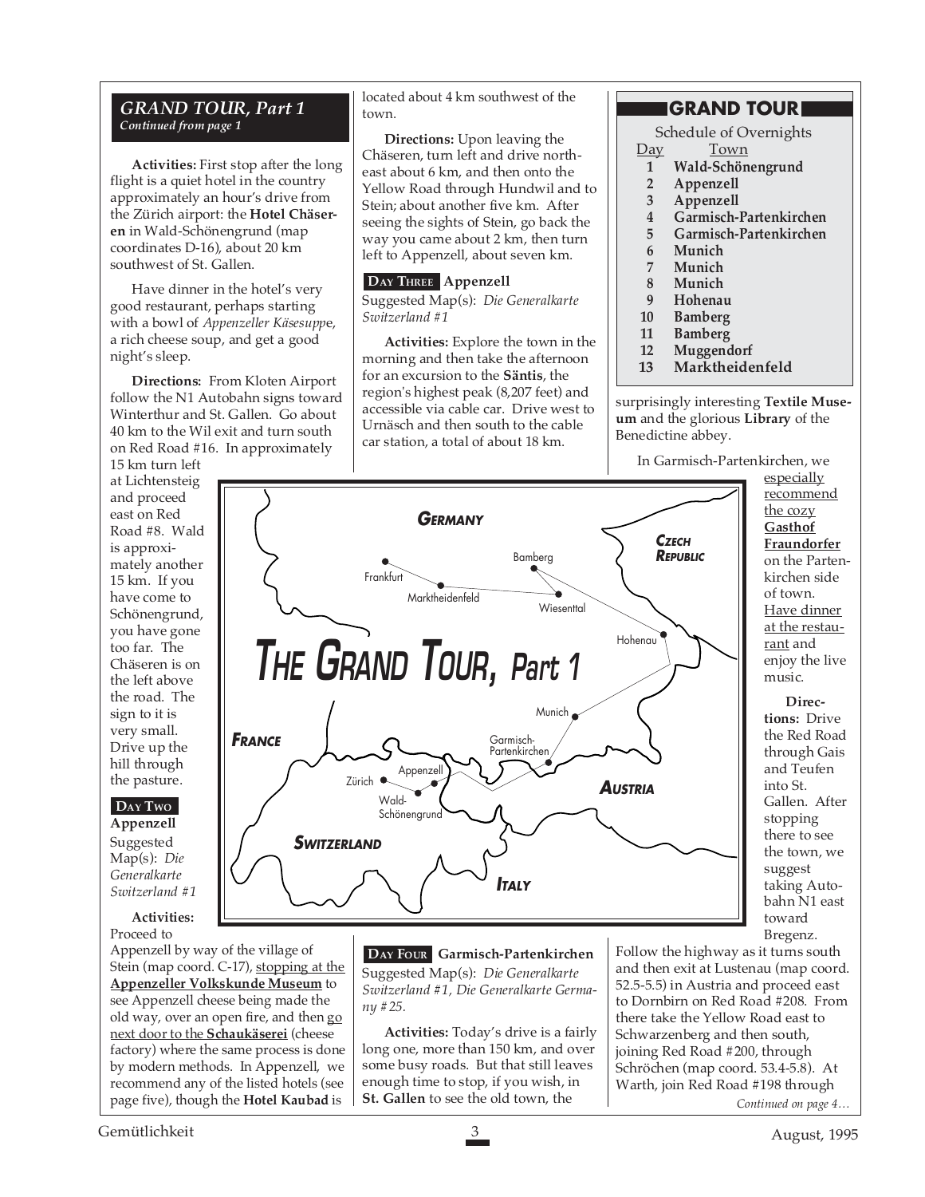## GRAND TOUR, Part 1

*Continued from page 1*

**Activities:** First stop after the long flight is a quiet hotel in the country approximately an hour's drive from the Zürich airport: the **Hotel Chäseren** in Wald-Schönengrund (map coordinates D-16), about 20 km southwest of St. Gallen.

Have dinner in the hotel's very good restaurant, perhaps starting with a bowl of *Appenzeller Käsesuppe*, a rich cheese soup, and get a good night's sleep.

**Directions:** From Kloten Airport follow the N1 Autobahn signs toward Winterthur and St. Gallen. Go about 40 km to the Wil exit and turn south on Red Road #16. In approximately 15 km turn left at Lichtensteig and proceed east on Red Road #8. Wald is approximately another 15 km. If you have come to Schönengrund, you have gone too far. The Chäseren is on the left above the road. The sign to it is very small. Drive up the hill through the pasture.

### DAY TWO Appenzell

Suggested Map(s): *Die Generalkarte Switzerland #1*

**Activities:** Proceed to Appenzell by way of the village of Stein (map coord. C-17), stopping at the **Appenzeller Volkskunde Museum** to see Appenzell cheese being made the old way, over an open fire, and then go next door to the **Schaukäserei** (cheese factory) where the same process is done by modern methods. In Appenzell, we recommend any of the listed hotels (see page five), though the **Hotel Kaubad** is located about 4 km southwest of the town.

**Directions:** Upon leaving the Chäseren, turn left and drive northeast about 6 km, and then onto the Yellow Road through Hundwil and to Stein; about another five km. After seeing the sights of Stein, go back the way you came about 2 km, then turn left to Appenzell, about seven km.

### DAY THREE Appenzell

Suggested Map(s): *Die Generalkarte Switzerland #1*

**Activities:** Explore the town in the morning and then take the afternoon for an excursion to the **Säntis**, the region's highest peak (8,207 feet) and accessible via cable car. Drive west to Urnäsch and then south to the cable car station, a total of about 18 km.

### DAY FOUR Garmisch-Partenkirchen

Suggested Map(s): *Die Generalkarte Switzerland #1, Die Generalkarte Germany #25.*

**Activities:** Today's drive is a fairly long one, more than 150 km, and over some busy roads. But that still leaves enough time to stop, if you wish, in **St. Gallen** to see the old town, the surprisingly interesting **Textile Museum** and the glorious **Library** of the Benedictine abbey.

In Garmisch-Partenkirchen, we especially recommend the cozy **Gasthof Fraundorfer** on the Partenkirchen side of town. Have dinner at the restaurant and enjoy the live music.

**Directions:** Drive the Red Road through Gais and Teufen into St. Gallen. After stopping there to see the town, we suggest taking Autobahn N1 east toward Bregenz. Follow the highway as it turns south and then exit at Lustenau (map coord. 52.5-5.5) in Austria and proceed east to Dornbirn on Red Road #208. From there take the Yellow Road east to Schwarzenberg and then south, joining Red Road #200, through Schröchen (map coord. 53.4-5.8). At Warth, join Red Road #198 through

*Continued on page 4…*

## GRAND TOUR

Schedule of Overnights

| Day | Town |
|---|---|
| 1 | **Wald-Schönengrund** |
| 2 | **Appenzell** |
| 3 | **Appenzell** |
| 4 | **Garmisch-Partenkirchen** |
| 5 | **Garmisch-Partenkirchen** |
| 6 | **Munich** |
| 7 | **Munich** |
| 8 | **Munich** |
| 9 | **Hohenau** |
| 10 | **Bamberg** |
| 11 | **Bamberg** |
| 12 | **Muggendorf** |
| 13 | **Marktheidenfeld** |

**THE GRAND TOUR, Part 1**

GERMANY, CZECH REPUBLIC, FRANCE, SWITZERLAND, AUSTRIA, ITALY — Frankfurt, Marktheidenfeld, Bamberg, Wiesenttal, Hohenau, Munich, Garmisch-Partenkirchen, Appenzell, Zürich, Wald-Schönengrund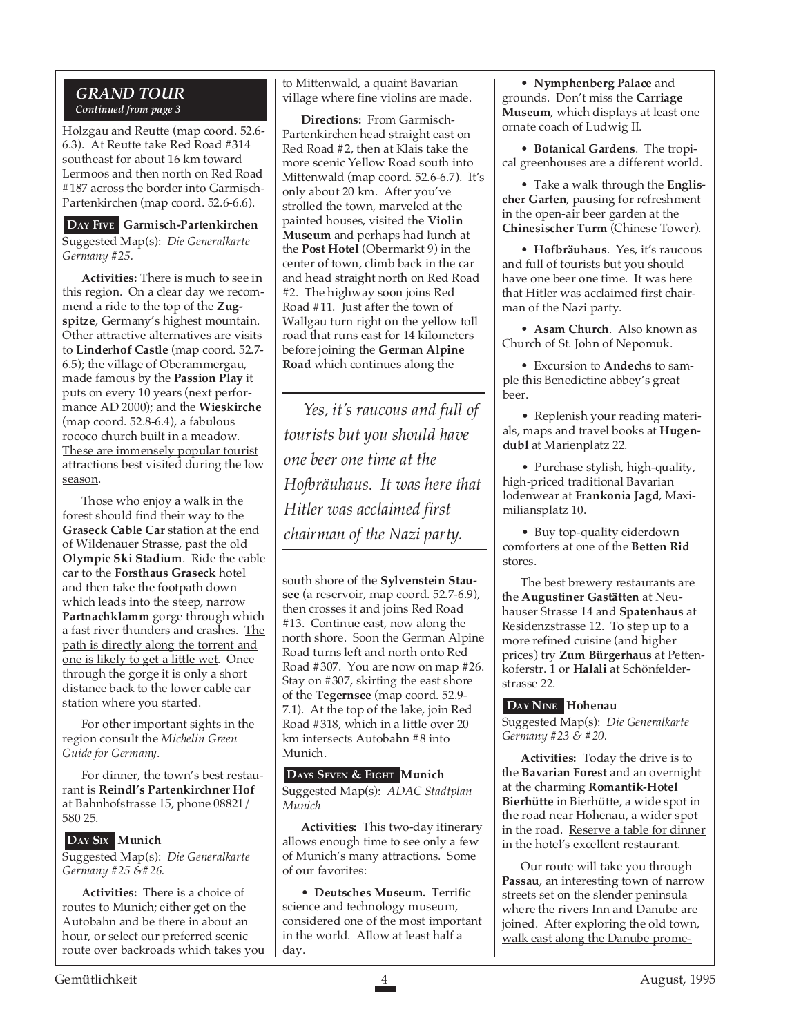## GRAND TOUR

*Continued from page 3*

Holzgau and Reutte (map coord. 52.6-6.3). At Reutte take Red Road #314 southeast for about 16 km toward Lermoos and then north on Red Road #187 across the border into Garmisch-Partenkirchen (map coord. 52.6-6.6).

### DAY FIVE Garmisch-Partenkirchen

Suggested Map(s): *Die Generalkarte Germany #25.*

**Activities:** There is much to see in this region. On a clear day we recommend a ride to the top of the **Zugspitze**, Germany's highest mountain. Other attractive alternatives are visits to **Linderhof Castle** (map coord. 52.7-6.5); the village of Oberammergau, made famous by the **Passion Play** it puts on every 10 years (next performance AD 2000); and the **Wieskirche** (map coord. 52.8-6.4), a fabulous rococo church built in a meadow. These are immensely popular tourist attractions best visited during the low season.

Those who enjoy a walk in the forest should find their way to the **Graseck Cable Car** station at the end of Wildenauer Strasse, past the old **Olympic Ski Stadium**. Ride the cable car to the **Forsthaus Graseck** hotel and then take the footpath down which leads into the steep, narrow **Partnachklamm** gorge through which a fast river thunders and crashes. The path is directly along the torrent and one is likely to get a little wet. Once through the gorge it is only a short distance back to the lower cable car station where you started.

For other important sights in the region consult the *Michelin Green Guide for Germany*.

For dinner, the town's best restaurant is **Reindl's Partenkirchner Hof** at Bahnhofstrasse 15, phone 08821/ 580 25.

### DAY SIX Munich

Suggested Map(s): *Die Generalkarte Germany #25 &#26.*

**Activities:** There is a choice of routes to Munich; either get on the Autobahn and be there in about an hour, or select our preferred scenic route over backroads which takes you to Mittenwald, a quaint Bavarian village where fine violins are made.

**Directions:** From Garmisch-Partenkirchen head straight east on Red Road #2, then at Klais take the more scenic Yellow Road south into Mittenwald (map coord. 52.6-6.7). It's only about 20 km. After you've strolled the town, marveled at the painted houses, visited the **Violin Museum** and perhaps had lunch at the **Post Hotel** (Obermarkt 9) in the center of town, climb back in the car and head straight north on Red Road #2. The highway soon joins Red Road #11. Just after the town of Wallgau turn right on the yellow toll road that runs east for 14 kilometers before joining the **German Alpine Road** which continues along the south shore of the **Sylvenstein Stausee** (a reservoir, map coord. 52.7-6.9), then crosses it and joins Red Road #13. Continue east, now along the north shore. Soon the German Alpine Road turns left and north onto Red Road #307. You are now on map #26. Stay on #307, skirting the east shore of the **Tegernsee** (map coord. 52.9-7.1). At the top of the lake, join Red Road #318, which in a little over 20 km intersects Autobahn #8 into Munich.

> *Yes, it's raucous and full of tourists but you should have one beer one time at the Hofbräuhaus. It was here that Hitler was acclaimed first chairman of the Nazi party.*

### DAYS SEVEN & EIGHT Munich

Suggested Map(s): *ADAC Stadtplan Munich*

**Activities:** This two-day itinerary allows enough time to see only a few of Munich's many attractions. Some of our favorites:

- **Deutsches Museum.** Terrific science and technology museum, considered one of the most important in the world. Allow at least half a day.
- **Nymphenberg Palace** and grounds. Don't miss the **Carriage Museum**, which displays at least one ornate coach of Ludwig II.
- **Botanical Gardens**. The tropical greenhouses are a different world.
- Take a walk through the **Englischer Garten**, pausing for refreshment in the open-air beer garden at the **Chinesischer Turm** (Chinese Tower).
- **Hofbräuhaus**. Yes, it's raucous and full of tourists but you should have one beer one time. It was here that Hitler was acclaimed first chairman of the Nazi party.
- **Asam Church**. Also known as Church of St. John of Nepomuk.
- Excursion to **Andechs** to sample this Benedictine abbey's great beer.
- Replenish your reading materials, maps and travel books at **Hugendubl** at Marienplatz 22.
- Purchase stylish, high-quality, high-priced traditional Bavarian lodenwear at **Frankonia Jagd**, Maximiliansplatz 10.
- Buy top-quality eiderdown comforters at one of the **Betten Rid** stores.

The best brewery restaurants are the **Augustiner Gaststätten** at Neuhauser Strasse 14 and **Spatenhaus** at Residenzstrasse 12. To step up to a more refined cuisine (and higher prices) try **Zum Bürgerhaus** at Pettenkoferstr. 1 or **Halali** at Schönfelderstrasse 22.

### DAY NINE Hohenau

Suggested Map(s): *Die Generalkarte Germany #23 & #20.*

**Activities:** Today the drive is to the **Bavarian Forest** and an overnight at the charming **Romantik-Hotel Bierhütte** in Bierhütte, a wide spot in the road near Hohenau, a wider spot in the road. Reserve a table for dinner in the hotel's excellent restaurant.

Our route will take you through **Passau**, an interesting town of narrow streets set on the slender peninsula where the rivers Inn and Danube are joined. After exploring the old town, walk east along the Danube prome-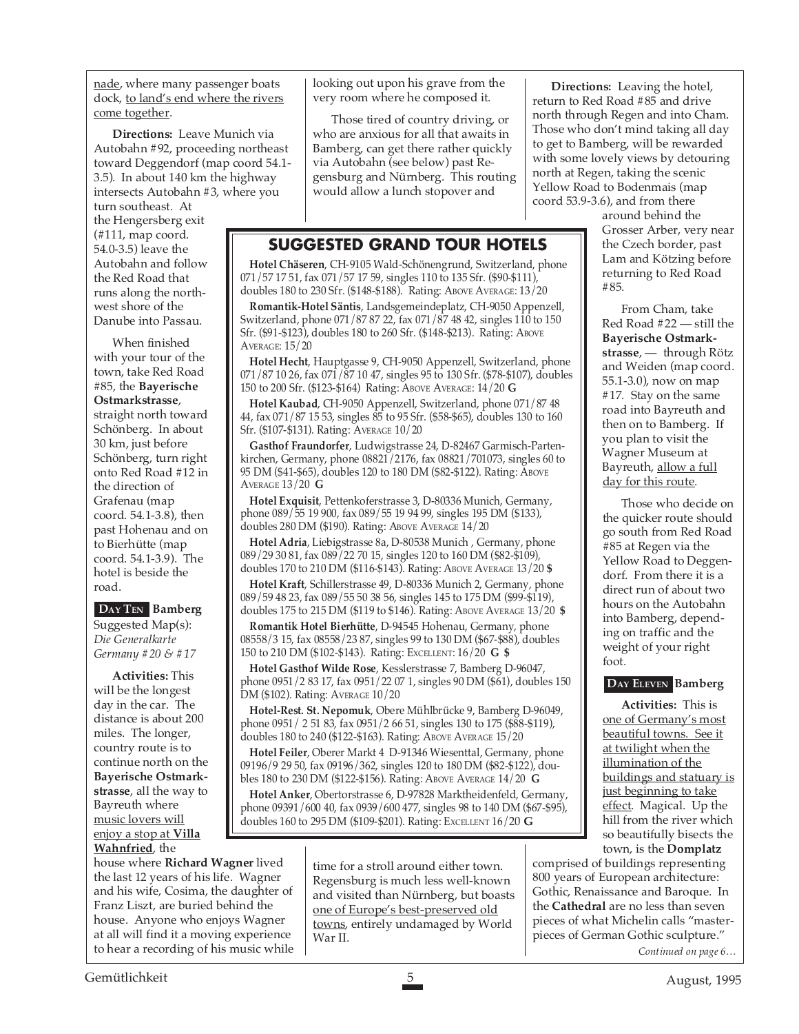nade, where many passenger boats dock, to land's end where the rivers come together.

**Directions:** Leave Munich via Autobahn #92, proceeding northeast toward Deggendorf (map coord 54.1-3.5). In about 140 km the highway intersects Autobahn #3, where you turn southeast. At the Hengersberg exit (#111, map coord. 54.0-3.5) leave the Autobahn and follow the Red Road that runs along the northwest shore of the Danube into Passau.

When finished with your tour of the town, take Red Road #85, the **Bayerische Ostmarkstrasse**, straight north toward Schönberg. In about 30 km, just before Schönberg, turn right onto Red Road #12 in the direction of Grafenau (map coord. 54.1-3.8), then past Hohenau and on to Bierhütte (map coord. 54.1-3.9). The hotel is beside the road.

**DAY TEN Bamberg**

Suggested Map(s): *Die Generalkarte Germany #20 & #17*

**Activities:** This will be the longest day in the car. The distance is about 200 miles. The longer, country route is to continue north on the **Bayerische Ostmarkstrasse**, all the way to Bayreuth where music lovers will enjoy a stop at **Villa Wahnfried**, the house where **Richard Wagner** lived the last 12 years of his life. Wagner and his wife, Cosima, the daughter of Franz Liszt, are buried behind the house. Anyone who enjoys Wagner at all will find it a moving experience to hear a recording of his music while looking out upon his grave from the very room where he composed it.

Those tired of country driving, or who are anxious for all that awaits in Bamberg, can get there rather quickly via Autobahn (see below) past Regensburg and Nürnberg. This routing would allow a lunch stopover and time for a stroll around either town. Regensburg is much less well-known and visited than Nürnberg, but boasts one of Europe's best-preserved old towns, entirely undamaged by World War II.

**Directions:** Leaving the hotel, return to Red Road #85 and drive north through Regen and into Cham. Those who don't mind taking all day to get to Bamberg, will be rewarded with some lovely views by detouring north at Regen, taking the scenic Yellow Road to Bodenmais (map coord 53.9-3.6), and from there around behind the Grosser Arber, very near the Czech border, past Lam and Kötzing before returning to Red Road #85.

From Cham, take Red Road #22 — still the **Bayerische Ostmarkstrasse**, — through Rötz and Weiden (map coord. 55.1-3.0), now on map #17. Stay on the same road into Bayreuth and then on to Bamberg. If you plan to visit the Wagner Museum at Bayreuth, allow a full day for this route.

Those who decide on the quicker route should go south from Red Road #85 at Regen via the Yellow Road to Deggendorf. From there it is a direct run of about two hours on the Autobahn into Bamberg, depending on traffic and the weight of your right foot.

**DAY ELEVEN Bamberg**

**Activities:** This is one of Germany's most beautiful towns. See it at twilight when the illumination of the buildings and statuary is just beginning to take effect. Magical. Up the hill from the river which so beautifully bisects the town, is the **Domplatz** comprised of buildings representing 800 years of European architecture: Gothic, Renaissance and Baroque. In the **Cathedral** are no less than seven pieces of what Michelin calls "masterpieces of German Gothic sculpture."

*Continued on page 6…*

## SUGGESTED GRAND TOUR HOTELS

**Hotel Chäseren**, CH-9105 Wald-Schönengrund, Switzerland, phone 071/57 17 51, fax 071/57 17 59, singles 110 to 135 Sfr. ($90-$111), doubles 180 to 230 Sfr. ($148-$188). Rating: ABOVE AVERAGE: 13/20

**Romantik-Hotel Säntis**, Landsgemeindeplatz, CH-9050 Appenzell, Switzerland, phone 071/87 87 22, fax 071/87 48 42, singles 110 to 150 Sfr. ($91-$123), doubles 180 to 260 Sfr. ($148-$213). Rating: ABOVE AVERAGE: 15/20

**Hotel Hecht**, Hauptgasse 9, CH-9050 Appenzell, Switzerland, phone 071/87 10 26, fax 071/87 10 47, singles 95 to 130 Sfr. ($78-$107), doubles 150 to 200 Sfr. ($123-$164) Rating: ABOVE AVERAGE: 14/20 **G**

**Hotel Kaubad**, CH-9050 Appenzell, Switzerland, phone 071/87 48 44, fax 071/87 15 53, singles 85 to 95 Sfr. ($58-$65), doubles 130 to 160 Sfr. ($107-$131). Rating: AVERAGE 10/20

**Gasthof Fraundorfer**, Ludwigstrasse 24, D-82467 Garmisch-Partenkirchen, Germany, phone 08821/2176, fax 08821/701073, singles 60 to 95 DM ($41-$65), doubles 120 to 180 DM ($82-$122). Rating: ABOVE AVERAGE 13/20 **G**

**Hotel Exquisit**, Pettenkoferstrasse 3, D-80336 Munich, Germany, phone 089/55 19 900, fax 089/55 19 94 99, singles 195 DM ($133), doubles 280 DM ($190). Rating: ABOVE AVERAGE 14/20

**Hotel Adria**, Liebigstrasse 8a, D-80538 Munich , Germany, phone 089/29 30 81, fax 089/22 70 15, singles 120 to 160 DM ($82-$109), doubles 170 to 210 DM ($116-$143). Rating: ABOVE AVERAGE 13/20 **$**

**Hotel Kraft**, Schillerstrasse 49, D-80336 Munich 2, Germany, phone 089/59 48 23, fax 089/55 50 38 56, singles 145 to 175 DM ($99-$119), doubles 175 to 215 DM ($119 to $146). Rating: ABOVE AVERAGE 13/20 **$**

**Romantik Hotel Bierhütte**, D-94545 Hohenau, Germany, phone 08558/3 15, fax 08558/23 87, singles 99 to 130 DM ($67-$88), doubles 150 to 210 DM ($102-$143). Rating: EXCELLENT: 16/20 **G $**

**Hotel Gasthof Wilde Rose**, Kesslerstrasse 7, Bamberg D-96047, phone 0951/2 83 17, fax 0951/22 07 1, singles 90 DM ($61), doubles 150 DM ($102). Rating: AVERAGE 10/20

**Hotel-Rest. St. Nepomuk**, Obere Mühlbrücke 9, Bamberg D-96049, phone 0951/ 2 51 83, fax 0951/2 66 51, singles 130 to 175 ($88-$119), doubles 180 to 240 ($122-$163). Rating: ABOVE AVERAGE 15/20

**Hotel Feiler**, Oberer Markt 4 D-91346 Wiesenttal, Germany, phone 09196/9 29 50, fax 09196/362, singles 120 to 180 DM ($82-$122), doubles 180 to 230 DM ($122-$156). Rating: ABOVE AVERAGE 14/20 **G**

**Hotel Anker**, Obertorstrasse 6, D-97828 Marktheidenfeld, Germany, phone 09391/600 40, fax 0939/600 477, singles 98 to 140 DM ($67-$95), doubles 160 to 295 DM ($109-$201). Rating: EXCELLENT 16/20 **G**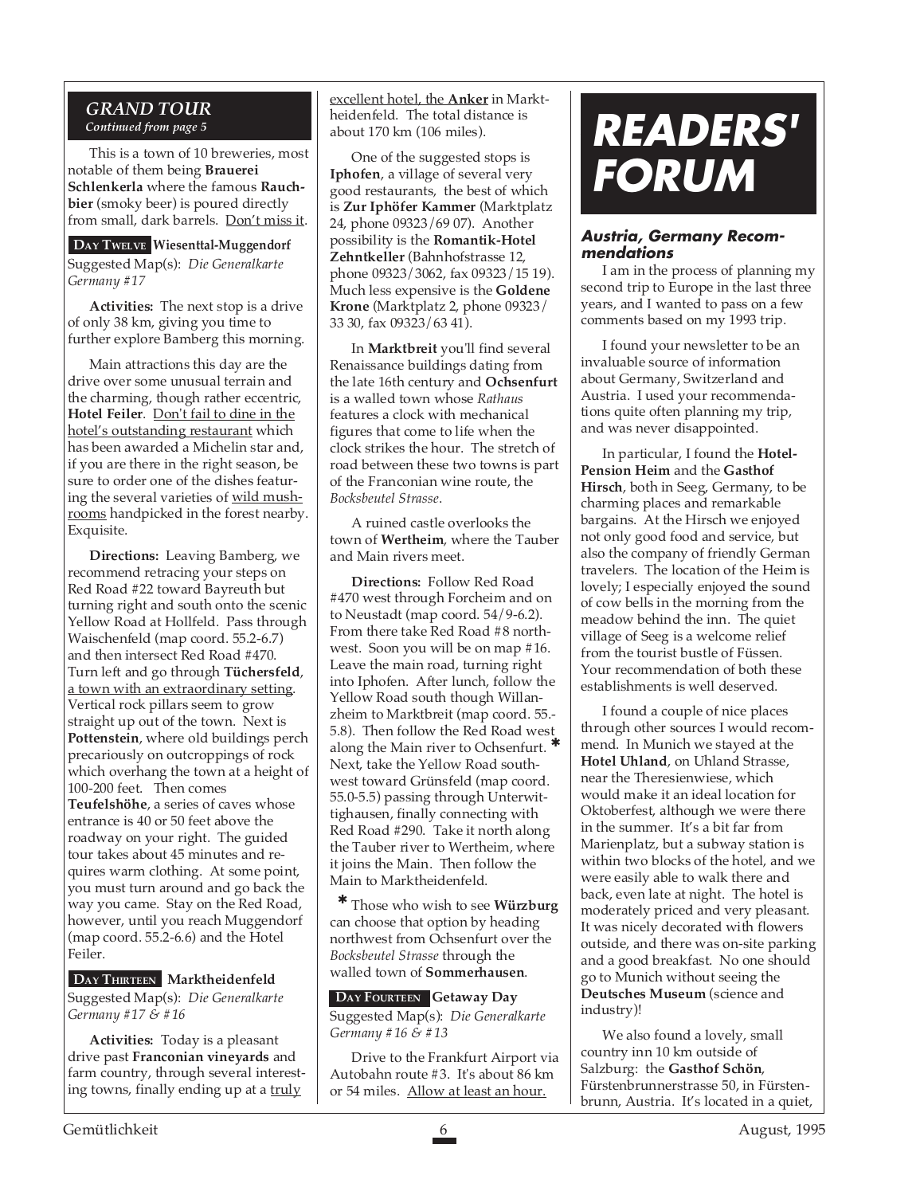## GRAND TOUR

*Continued from page 5*

This is a town of 10 breweries, most notable of them being **Brauerei Schlenkerla** where the famous **Rauchbier** (smoky beer) is poured directly from small, dark barrels. Don't miss it.

### DAY TWELVE Wiesenttal-Muggendorf

Suggested Map(s): *Die Generalkarte Germany #17*

**Activities:** The next stop is a drive of only 38 km, giving you time to further explore Bamberg this morning.

Main attractions this day are the drive over some unusual terrain and the charming, though rather eccentric, **Hotel Feiler**. Don't fail to dine in the hotel's outstanding restaurant which has been awarded a Michelin star and, if you are there in the right season, be sure to order one of the dishes featuring the several varieties of wild mushrooms handpicked in the forest nearby. Exquisite.

**Directions:** Leaving Bamberg, we recommend retracing your steps on Red Road #22 toward Bayreuth but turning right and south onto the scenic Yellow Road at Hollfeld. Pass through Waischenfeld (map coord. 55.2-6.7) and then intersect Red Road #470. Turn left and go through **Tüchersfeld**, a town with an extraordinary setting. Vertical rock pillars seem to grow straight up out of the town. Next is **Pottenstein**, where old buildings perch precariously on outcroppings of rock which overhang the town at a height of 100-200 feet. Then comes **Teufelshöhe**, a series of caves whose entrance is 40 or 50 feet above the roadway on your right. The guided tour takes about 45 minutes and requires warm clothing. At some point, you must turn around and go back the way you came. Stay on the Red Road, however, until you reach Muggendorf (map coord. 55.2-6.6) and the Hotel Feiler.

### DAY THIRTEEN Marktheidenfeld

Suggested Map(s): *Die Generalkarte Germany #17 & #16*

**Activities:** Today is a pleasant drive past **Franconian vineyards** and farm country, through several interesting towns, finally ending up at a truly excellent hotel, the **Anker** in Marktheidenfeld. The total distance is about 170 km (106 miles).

One of the suggested stops is **Iphofen**, a village of several very good restaurants, the best of which is **Zur Iphöfer Kammer** (Marktplatz 24, phone 09323/69 07). Another possibility is the **Romantik-Hotel Zehntkeller** (Bahnhofstrasse 12, phone 09323/3062, fax 09323/15 19). Much less expensive is the **Goldene Krone** (Marktplatz 2, phone 09323/33 30, fax 09323/63 41).

In **Marktbreit** you'll find several Renaissance buildings dating from the late 16th century and **Ochsenfurt** is a walled town whose *Rathaus* features a clock with mechanical figures that come to life when the clock strikes the hour. The stretch of road between these two towns is part of the Franconian wine route, the *Bocksbeutel Strasse*.

A ruined castle overlooks the town of **Wertheim**, where the Tauber and Main rivers meet.

**Directions:** Follow Red Road #470 west through Forcheim and on to Neustadt (map coord. 54/9-6.2). From there take Red Road #8 northwest. Soon you will be on map #16. Leave the main road, turning right into Iphofen. After lunch, follow the Yellow Road south though Willanzheim to Marktbreit (map coord. 55.-5.8). Then follow the Red Road west along the Main river to Ochsenfurt. * Next, take the Yellow Road southwest toward Grünsfeld (map coord. 55.0-5.5) passing through Unterwittighausen, finally connecting with Red Road #290. Take it north along the Tauber river to Wertheim, where it joins the Main. Then follow the Main to Marktheidenfeld.

* Those who wish to see **Würzburg** can choose that option by heading northwest from Ochsenfurt over the *Bocksbeutel Strasse* through the walled town of **Sommerhausen**.

### DAY FOURTEEN Getaway Day

Suggested Map(s): *Die Generalkarte Germany #16 & #13*

Drive to the Frankfurt Airport via Autobahn route #3. It's about 86 km or 54 miles. Allow at least an hour.

# READERS' FORUM

### Austria, Germany Recommendations

I am in the process of planning my second trip to Europe in the last three years, and I wanted to pass on a few comments based on my 1993 trip.

I found your newsletter to be an invaluable source of information about Germany, Switzerland and Austria. I used your recommendations quite often planning my trip, and was never disappointed.

In particular, I found the **Hotel-Pension Heim** and the **Gasthof Hirsch**, both in Seeg, Germany, to be charming places and remarkable bargains. At the Hirsch we enjoyed not only good food and service, but also the company of friendly German travelers. The location of the Heim is lovely; I especially enjoyed the sound of cow bells in the morning from the meadow behind the inn. The quiet village of Seeg is a welcome relief from the tourist bustle of Füssen. Your recommendation of both these establishments is well deserved.

I found a couple of nice places through other sources I would recommend. In Munich we stayed at the **Hotel Uhland**, on Uhland Strasse, near the Theresienwiese, which would make it an ideal location for Oktoberfest, although we were there in the summer. It's a bit far from Marienplatz, but a subway station is within two blocks of the hotel, and we were easily able to walk there and back, even late at night. The hotel is moderately priced and very pleasant. It was nicely decorated with flowers outside, and there was on-site parking and a good breakfast. No one should go to Munich without seeing the **Deutsches Museum** (science and industry)!

We also found a lovely, small country inn 10 km outside of Salzburg: the **Gasthof Schön**, Fürstenbrunnerstrasse 50, in Fürstenbrunn, Austria. It's located in a quiet,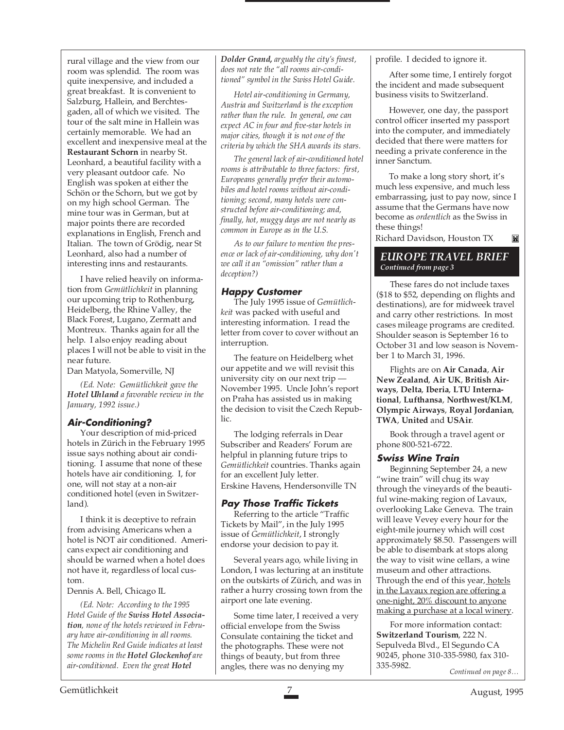rural village and the view from our room was splendid. The room was quite inexpensive, and included a great breakfast. It is convenient to Salzburg, Hallein, and Berchtesgaden, all of which we visited. The tour of the salt mine in Hallein was certainly memorable. We had an excellent and inexpensive meal at the **Restaurant Schorn** in nearby St. Leonhard, a beautiful facility with a very pleasant outdoor cafe. No English was spoken at either the Schön or the Schorn, but we got by on my high school German. The mine tour was in German, but at major points there are recorded explanations in English, French and Italian. The town of Grödig, near St Leonhard, also had a number of interesting inns and restaurants.

I have relied heavily on information from *Gemütlichkeit* in planning our upcoming trip to Rothenburg, Heidelberg, the Rhine Valley, the Black Forest, Lugano, Zermatt and Montreux. Thanks again for all the help. I also enjoy reading about places I will not be able to visit in the near future.

Dan Matyola, Somerville, NJ

*(Ed. Note: Gemütlichkeit gave the **Hotel Uhland** a favorable review in the January, 1992 issue.)*

### Air-Conditioning?

Your description of mid-priced hotels in Zürich in the February 1995 issue says nothing about air conditioning. I assume that none of these hotels have air conditioning. I, for one, will not stay at a non-air conditioned hotel (even in Switzerland).

I think it is deceptive to refrain from advising Americans when a hotel is NOT air conditioned. Americans expect air conditioning and should be warned when a hotel does not have it, regardless of local custom.

Dennis A. Bell, Chicago IL

*(Ed. Note: According to the 1995 Hotel Guide of the **Swiss Hotel Association**, none of the hotels reviewed in February have air-conditioning in all rooms. The Michelin Red Guide indicates at least some rooms in the **Hotel Glockenhof** are air-conditioned. Even the great **Hotel Dolder Grand,** arguably the city's finest, does not rate the "all rooms air-conditioned" symbol in the Swiss Hotel Guide.*

*Hotel air-conditioning in Germany, Austria and Switzerland is the exception rather than the rule. In general, one can expect AC in four and five-star hotels in major cities, though it is not one of the criteria by which the SHA awards its stars.*

*The general lack of air-conditioned hotel rooms is attributable to three factors: first, Europeans generally prefer their automobiles and hotel rooms without air-conditioning; second, many hotels were constructed before air-conditioning; and, finally, hot, muggy days are not nearly as common in Europe as in the U.S.*

*As to our failure to mention the presence or lack of air-conditioning, why don't we call it an "omission" rather than a deception?)*

### Happy Customer

The July 1995 issue of *Gemütlichkeit* was packed with useful and interesting information. I read the letter from cover to cover without an interruption.

The feature on Heidelberg whet our appetite and we will revisit this university city on our next trip — November 1995. Uncle John's report on Praha has assisted us in making the decision to visit the Czech Republic.

The lodging referrals in Dear Subscriber and Readers' Forum are helpful in planning future trips to *Gemütlichkeit* countries. Thanks again for an excellent July letter.

Erskine Havens, Hendersonville TN

### Pay Those Traffic Tickets

Referring to the article "Traffic Tickets by Mail", in the July 1995 issue of *Gemütlichkeit*, I strongly endorse your decision to pay it.

Several years ago, while living in London, I was lecturing at an institute on the outskirts of Zürich, and was in rather a hurry crossing town from the airport one late evening.

Some time later, I received a very official envelope from the Swiss Consulate containing the ticket and the photographs. These were not things of beauty, but from three angles, there was no denying my profile. I decided to ignore it.

After some time, I entirely forgot the incident and made subsequent business visits to Switzerland.

However, one day, the passport control officer inserted my passport into the computer, and immediately decided that there were matters for needing a private conference in the inner Sanctum.

To make a long story short, it's much less expensive, and much less embarrassing, just to pay now, since I assume that the Germans have now become as *ordentlich* as the Swiss in these things!

Richard Davidson, Houston TX

## EUROPE TRAVEL BRIEF
*Continued from page 3*

These fares do not include taxes ($18 to $52, depending on flights and destinations), are for midweek travel and carry other restrictions. In most cases mileage programs are credited. Shoulder season is September 16 to October 31 and low season is November 1 to March 31, 1996.

Flights are on **Air Canada**, **Air New Zealand**, **Air UK**, **British Airways**, **Delta**, **Iberia**, **LTU International**, **Lufthansa**, **Northwest/KLM**, **Olympic Airways**, **Royal Jordanian**, **TWA**, **United** and **USAir**.

Book through a travel agent or phone 800-521-6722.

### Swiss Wine Train

Beginning September 24, a new "wine train" will chug its way through the vineyards of the beautiful wine-making region of Lavaux, overlooking Lake Geneva. The train will leave Vevey every hour for the eight-mile journey which will cost approximately $8.50. Passengers will be able to disembark at stops along the way to visit wine cellars, a wine museum and other attractions. Through the end of this year, hotels in the Lavaux region are offering a one-night, 20% discount to anyone making a purchase at a local winery.

For more information contact: **Switzerland Tourism**, 222 N. Sepulveda Blvd., El Segundo CA 90245, phone 310-335-5980, fax 310-335-5982.

*Continued on page 8…*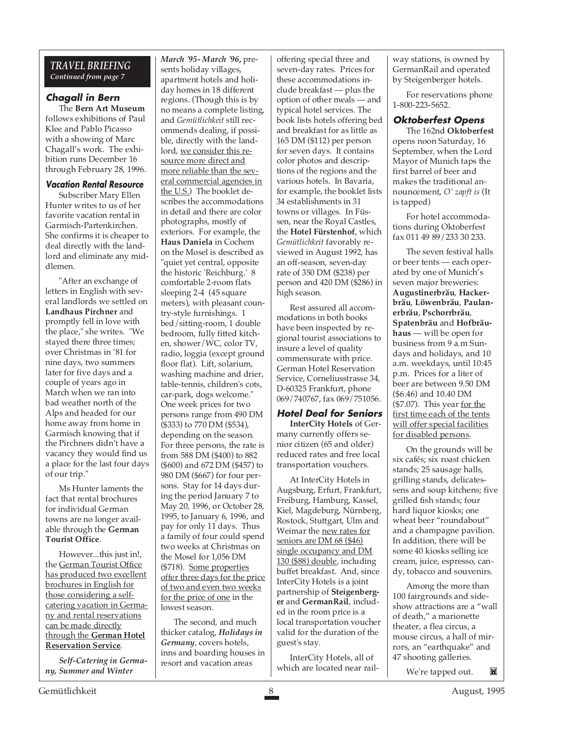*TRAVEL BRIEFING*
*Continued from page 7*

### Chagall in Bern

The **Bern Art Museum** follows exhibitions of Paul Klee and Pablo Picasso with a showing of Marc Chagall's work. The exhibition runs December 16 through February 28, 1996.

### Vacation Rental Resource

Subscriber Mary Ellen Hunter writes to us of her favorite vacation rental in Garmisch-Partenkirchen. She confirms it is cheaper to deal directly with the landlord and eliminate any middlemen.

"After an exchange of letters in English with several landlords we settled on **Landhaus Pirchner** and promptly fell in love with the place," she writes. "We stayed there three times; over Christmas in '81 for nine days, two summers later for five days and a couple of years ago in March when we ran into bad weather north of the Alps and headed for our home away from home in Garmisch knowing that if the Pirchners didn't have a vacancy they would find us a place for the last four days of our trip."

Ms Hunter laments the fact that rental brochures for individual German towns are no longer available through the **German Tourist Office**.

However...this just in!, the German Tourist Office has produced two excellent brochures in English for those considering a self-catering vacation in Germany and rental reservations can be made directly through the **German Hotel Reservation Service**.

***Self-Catering in Germany, Summer and Winter March '95- March '96,*** presents holiday villages, apartment hotels and holiday homes in 18 different regions. (Though this is by no means a complete listing, and *Gemütlichkeit* still recommends dealing, if possible, directly with the landlord, we consider this resource more direct and more reliable than the several commercial agencies in the U.S.) The booklet describes the accommodations in detail and there are color photographs, mostly of exteriors. For example, the **Haus Daniela** in Cochem on the Mosel is described as "quiet yet central, opposite the historic 'Reichburg.' 8 comfortable 2-room flats sleeping 2-4 (45 square meters), with pleasant country-style furnishings. 1 bed/sitting-room, 1 double bedroom, fully fitted kitchen, shower/WC, color TV, radio, loggia (except ground floor flat). Lift, solarium, washing machine and drier, table-tennis, children's cots, car-park, dogs welcome." One week prices for two persons range from 490 DM ($333) to 770 DM ($534), depending on the season. For three persons, the rate is from 588 DM ($400) to 882 ($600) and 672 DM ($457) to 980 DM ($667) for four persons. Stay for 14 days during the period January 7 to May 20, 1996, or October 28, 1995, to January 6, 1996, and pay for only 11 days. Thus a family of four could spend two weeks at Christmas on the Mosel for 1,056 DM ($718). Some properties offer three days for the price of two and even two weeks for the price of one in the lowest season.

The second, and much thicker catalog, ***Holidays in Germany***, covers hotels, inns and boarding houses in resort and vacation areas offering special three and seven-day rates. Prices for these accommodations include breakfast — plus the option of other meals — and typical hotel services. The book lists hotels offering bed and breakfast for as little as 165 DM ($112) per person for seven days. It contains color photos and descriptions of the regions and the various hotels. In Bavaria, for example, the booklet lists 34 establishments in 31 towns or villages. In Füssen, near the Royal Castles, the **Hotel Fürstenhof**, which *Gemütlichkeit* favorably reviewed in August 1992, has an off-season, seven-day rate of 350 DM ($238) per person and 420 DM ($286) in high season.

Rest assured all accommodations in both books have been inspected by regional tourist associations to insure a level of quality commensurate with price. German Hotel Reservation Service, Corneliusstrasse 34, D-60325 Frankfurt, phone 069/740767, fax 069/751056.

### Hotel Deal for Seniors

**InterCity Hotels** of Germany currently offers senior citizen (65 and older) reduced rates and free local transportation vouchers.

At InterCity Hotels in Augsburg, Erfurt, Frankfurt, Freiburg, Hamburg, Kassel, Kiel, Magdeburg, Nürnberg, Rostock, Stuttgart, Ulm and Weimar the new rates for seniors are DM 68 ($46) single occupancy and DM 130 ($88) double, including buffet breakfast. And, since InterCity Hotels is a joint partnership of **Steigenberger** and **GermanRail**, included in the room price is a local transportation voucher valid for the duration of the guest's stay.

InterCity Hotels, all of which are located near railway stations, is owned by GermanRail and operated by Steigenberger hotels.

For reservations phone 1-800-223-5652.

### Oktoberfest Opens

The 162nd **Oktoberfest** opens noon Saturday, 16 September, when the Lord Mayor of Munich taps the first barrel of beer and makes the traditional announcement, *O' zapft is* (It is tapped)

For hotel accommodations during Oktoberfest fax 011 49 89/233 30 233.

The seven festival halls or beer tents — each operated by one of Munich's seven major breweries: **Augustinerbräu**, **Hackerbräu**, **Löwenbräu**, **Paulanerbräu**, **Pschorrbräu**, **Spatenbräu** and **Hofbräuhaus** — will be open for business from 9 a.m Sundays and holidays, and 10 a.m. weekdays, until 10:45 p.m. Prices for a liter of beer are between 9.50 DM ($6.46) and 10.40 DM ($7.07). This year for the first time each of the tents will offer special facilities for disabled persons.

On the grounds will be six cafés; six roast chicken stands; 25 sausage halls, grilling stands, delicatessens and soup kitchens; five grilled fish stands; four hard liquor kiosks; one wheat beer "roundabout" and a champagne pavilion. In addition, there will be some 40 kiosks selling ice cream, juice, espresso, candy, tobacco and souvenirs.

Among the more than 100 fairgrounds and sideshow attractions are a "wall of death," a marionette theater, a flea circus, a mouse circus, a hall of mirrors, an "earthquake" and 47 shooting galleries.

We're tapped out.